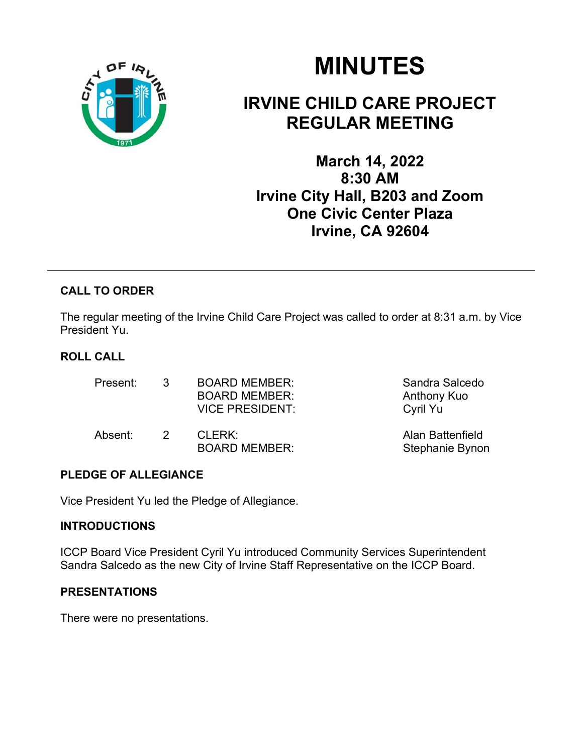# MINUTES

## IRVINE CHILD CARE PROJECT REGULAR MEETING

**March 14, 2022**
**8:30 AM**
**Irvine City Hall, B203 and Zoom**
**One Civic Center Plaza**
**Irvine, CA 92604**

---

### CALL TO ORDER

The regular meeting of the Irvine Child Care Project was called to order at 8:31 a.m. by Vice President Yu.

### ROLL CALL

| | | | |
|---|---|---|---|
| Present: | 3 | BOARD MEMBER: | Sandra Salcedo |
| | | BOARD MEMBER: | Anthony Kuo |
| | | VICE PRESIDENT: | Cyril Yu |
| Absent: | 2 | CLERK: | Alan Battenfield |
| | | BOARD MEMBER: | Stephanie Bynon |

### PLEDGE OF ALLEGIANCE

Vice President Yu led the Pledge of Allegiance.

### INTRODUCTIONS

ICCP Board Vice President Cyril Yu introduced Community Services Superintendent Sandra Salcedo as the new City of Irvine Staff Representative on the ICCP Board.

### PRESENTATIONS

There were no presentations.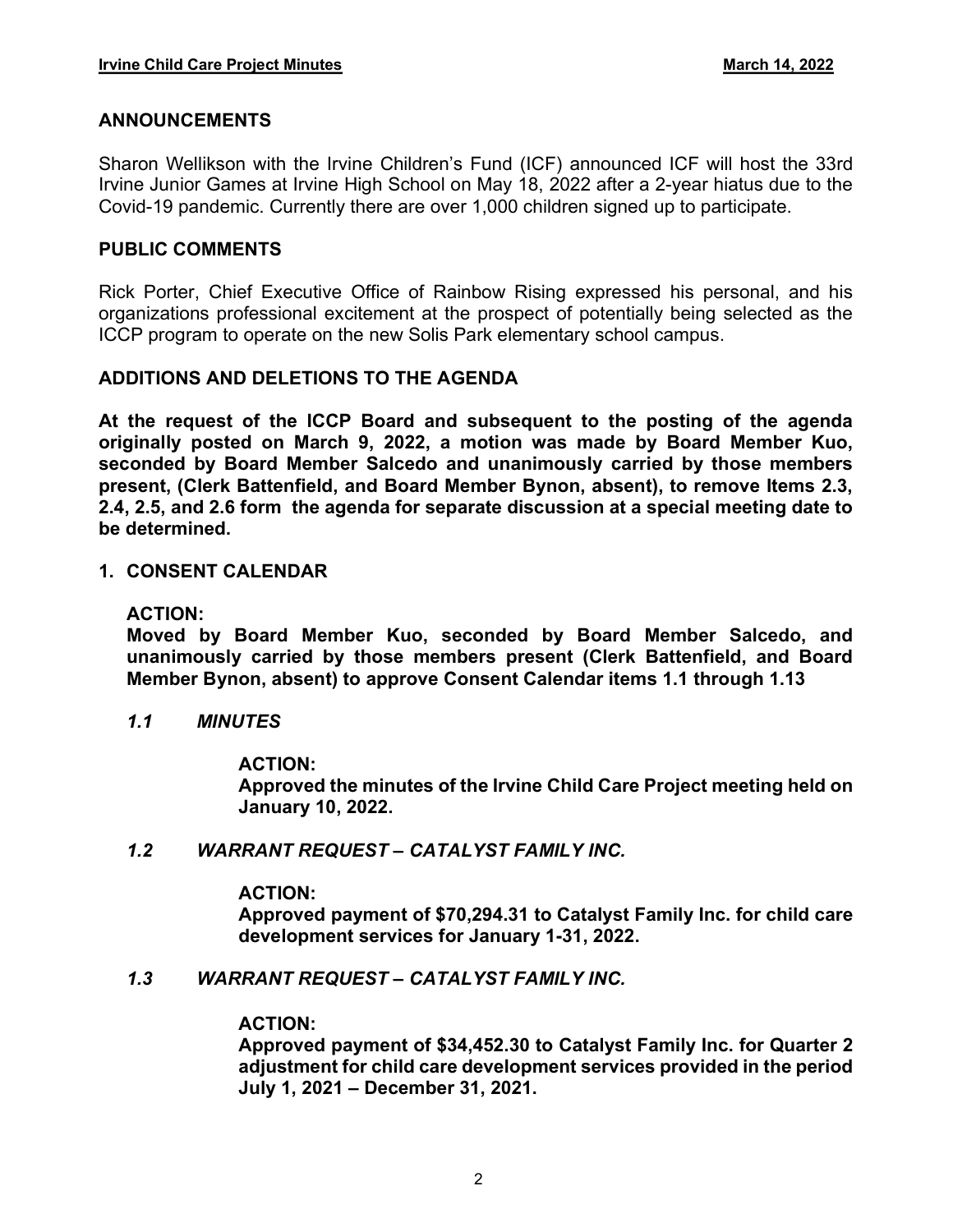## ANNOUNCEMENTS

Sharon Wellikson with the Irvine Children's Fund (ICF) announced ICF will host the 33rd Irvine Junior Games at Irvine High School on May 18, 2022 after a 2-year hiatus due to the Covid-19 pandemic. Currently there are over 1,000 children signed up to participate.

## PUBLIC COMMENTS

Rick Porter, Chief Executive Office of Rainbow Rising expressed his personal, and his organizations professional excitement at the prospect of potentially being selected as the ICCP program to operate on the new Solis Park elementary school campus.

## ADDITIONS AND DELETIONS TO THE AGENDA

**At the request of the ICCP Board and subsequent to the posting of the agenda originally posted on March 9, 2022, a motion was made by Board Member Kuo, seconded by Board Member Salcedo and unanimously carried by those members present, (Clerk Battenfield, and Board Member Bynon, absent), to remove Items 2.3, 2.4, 2.5, and 2.6 form the agenda for separate discussion at a special meeting date to be determined.**

## 1. CONSENT CALENDAR

**ACTION:**
**Moved by Board Member Kuo, seconded by Board Member Salcedo, and unanimously carried by those members present (Clerk Battenfield, and Board Member Bynon, absent) to approve Consent Calendar items 1.1 through 1.13**

### *1.1 MINUTES*

**ACTION:**
**Approved the minutes of the Irvine Child Care Project meeting held on January 10, 2022.**

### *1.2 WARRANT REQUEST – CATALYST FAMILY INC.*

**ACTION:**
**Approved payment of $70,294.31 to Catalyst Family Inc. for child care development services for January 1-31, 2022.**

### *1.3 WARRANT REQUEST – CATALYST FAMILY INC.*

**ACTION:**
**Approved payment of $34,452.30 to Catalyst Family Inc. for Quarter 2 adjustment for child care development services provided in the period July 1, 2021 – December 31, 2021.**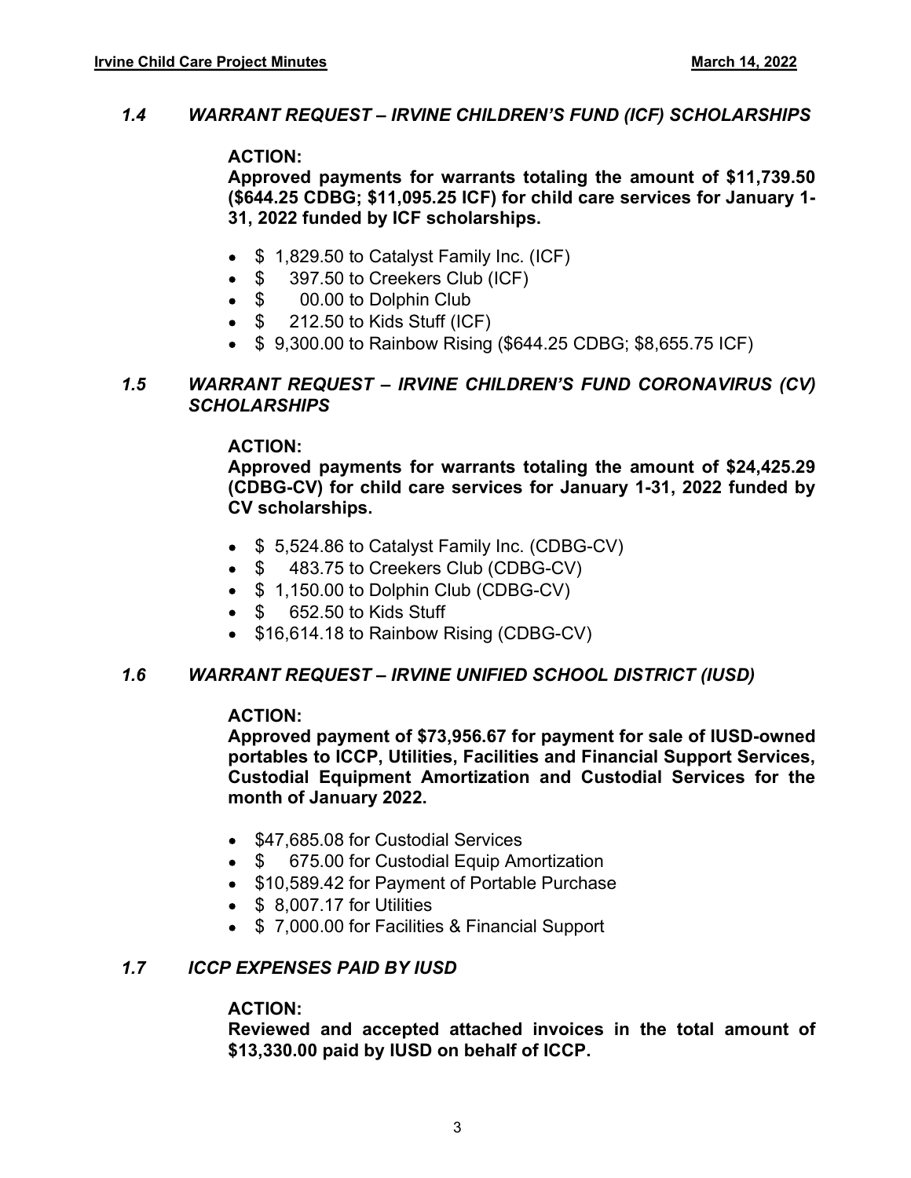### *1.4 WARRANT REQUEST – IRVINE CHILDREN'S FUND (ICF) SCHOLARSHIPS*

**ACTION:**

**Approved payments for warrants totaling the amount of $11,739.50 ($644.25 CDBG; $11,095.25 ICF) for child care services for January 1-31, 2022 funded by ICF scholarships.**

- $ 1,829.50 to Catalyst Family Inc. (ICF)
- $ 397.50 to Creekers Club (ICF)
- $ 00.00 to Dolphin Club
- $ 212.50 to Kids Stuff (ICF)
- $ 9,300.00 to Rainbow Rising ($644.25 CDBG; $8,655.75 ICF)

### *1.5 WARRANT REQUEST – IRVINE CHILDREN'S FUND CORONAVIRUS (CV) SCHOLARSHIPS*

**ACTION:**

**Approved payments for warrants totaling the amount of $24,425.29 (CDBG-CV) for child care services for January 1-31, 2022 funded by CV scholarships.**

- $ 5,524.86 to Catalyst Family Inc. (CDBG-CV)
- $ 483.75 to Creekers Club (CDBG-CV)
- $ 1,150.00 to Dolphin Club (CDBG-CV)
- $ 652.50 to Kids Stuff
- $16,614.18 to Rainbow Rising (CDBG-CV)

### *1.6 WARRANT REQUEST – IRVINE UNIFIED SCHOOL DISTRICT (IUSD)*

**ACTION:**

**Approved payment of $73,956.67 for payment for sale of IUSD-owned portables to ICCP, Utilities, Facilities and Financial Support Services, Custodial Equipment Amortization and Custodial Services for the month of January 2022.**

- $47,685.08 for Custodial Services
- $ 675.00 for Custodial Equip Amortization
- $10,589.42 for Payment of Portable Purchase
- $ 8,007.17 for Utilities
- $ 7,000.00 for Facilities & Financial Support

### *1.7 ICCP EXPENSES PAID BY IUSD*

**ACTION:**

**Reviewed and accepted attached invoices in the total amount of $13,330.00 paid by IUSD on behalf of ICCP.**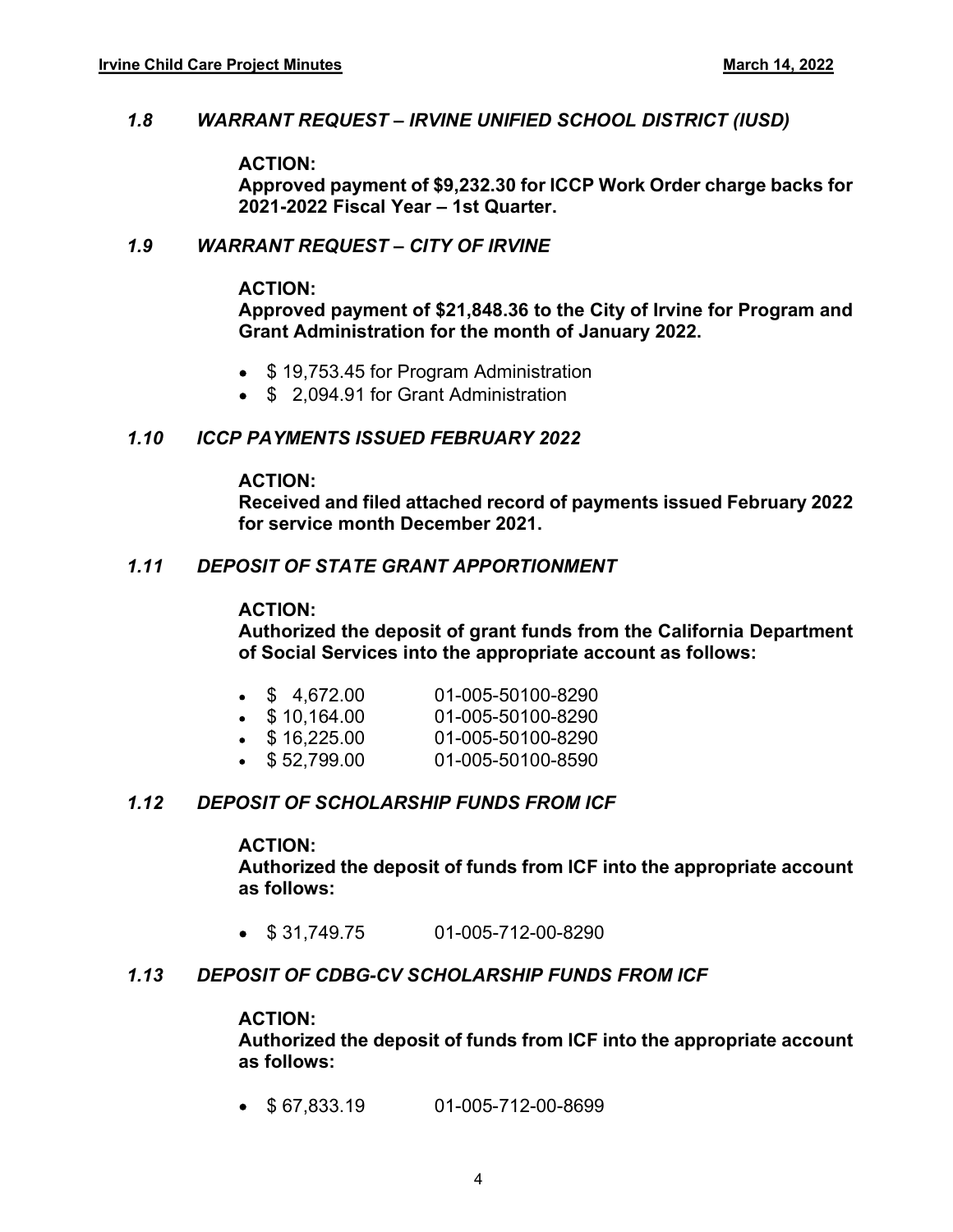### *1.8 WARRANT REQUEST – IRVINE UNIFIED SCHOOL DISTRICT (IUSD)*

**ACTION:**
**Approved payment of $9,232.30 for ICCP Work Order charge backs for 2021-2022 Fiscal Year – 1st Quarter.**

### *1.9 WARRANT REQUEST – CITY OF IRVINE*

**ACTION:**
**Approved payment of $21,848.36 to the City of Irvine for Program and Grant Administration for the month of January 2022.**

- $ 19,753.45 for Program Administration
- $ 2,094.91 for Grant Administration

### *1.10 ICCP PAYMENTS ISSUED FEBRUARY 2022*

**ACTION:**
**Received and filed attached record of payments issued February 2022 for service month December 2021.**

### *1.11 DEPOSIT OF STATE GRANT APPORTIONMENT*

**ACTION:**
**Authorized the deposit of grant funds from the California Department of Social Services into the appropriate account as follows:**

- $ 4,672.00 01-005-50100-8290
- $ 10,164.00 01-005-50100-8290
- $ 16,225.00 01-005-50100-8290
- $ 52,799.00 01-005-50100-8590

### *1.12 DEPOSIT OF SCHOLARSHIP FUNDS FROM ICF*

**ACTION:**
**Authorized the deposit of funds from ICF into the appropriate account as follows:**

- $ 31,749.75 01-005-712-00-8290

### *1.13 DEPOSIT OF CDBG-CV SCHOLARSHIP FUNDS FROM ICF*

**ACTION:**
**Authorized the deposit of funds from ICF into the appropriate account as follows:**

- $ 67,833.19 01-005-712-00-8699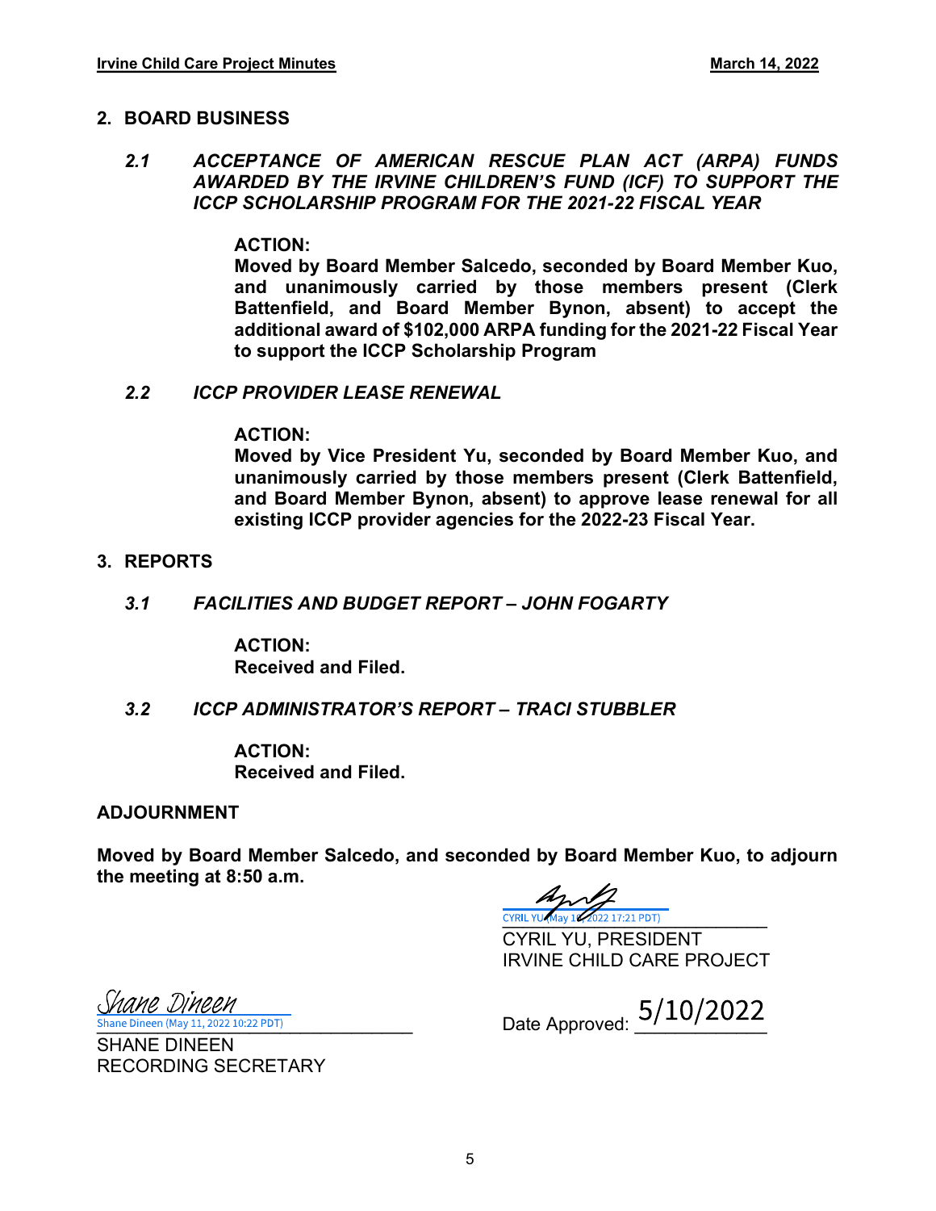## 2. BOARD BUSINESS

### *2.1 ACCEPTANCE OF AMERICAN RESCUE PLAN ACT (ARPA) FUNDS AWARDED BY THE IRVINE CHILDREN'S FUND (ICF) TO SUPPORT THE ICCP SCHOLARSHIP PROGRAM FOR THE 2021-22 FISCAL YEAR*

**ACTION:**
**Moved by Board Member Salcedo, seconded by Board Member Kuo, and unanimously carried by those members present (Clerk Battenfield, and Board Member Bynon, absent) to accept the additional award of $102,000 ARPA funding for the 2021-22 Fiscal Year to support the ICCP Scholarship Program**

### *2.2 ICCP PROVIDER LEASE RENEWAL*

**ACTION:**
**Moved by Vice President Yu, seconded by Board Member Kuo, and unanimously carried by those members present (Clerk Battenfield, and Board Member Bynon, absent) to approve lease renewal for all existing ICCP provider agencies for the 2022-23 Fiscal Year.**

## 3. REPORTS

### *3.1 FACILITIES AND BUDGET REPORT – JOHN FOGARTY*

**ACTION:**
**Received and Filed.**

### *3.2 ICCP ADMINISTRATOR'S REPORT – TRACI STUBBLER*

**ACTION:**
**Received and Filed.**

## ADJOURNMENT

**Moved by Board Member Salcedo, and seconded by Board Member Kuo, to adjourn the meeting at 8:50 a.m.**

CYRIL YU (May 10, 2022 17:21 PDT)

CYRIL YU, PRESIDENT
IRVINE CHILD CARE PROJECT

Shane Dineen
Shane Dineen (May 11, 2022 10:22 PDT)

SHANE DINEEN
RECORDING SECRETARY

Date Approved: 5/10/2022